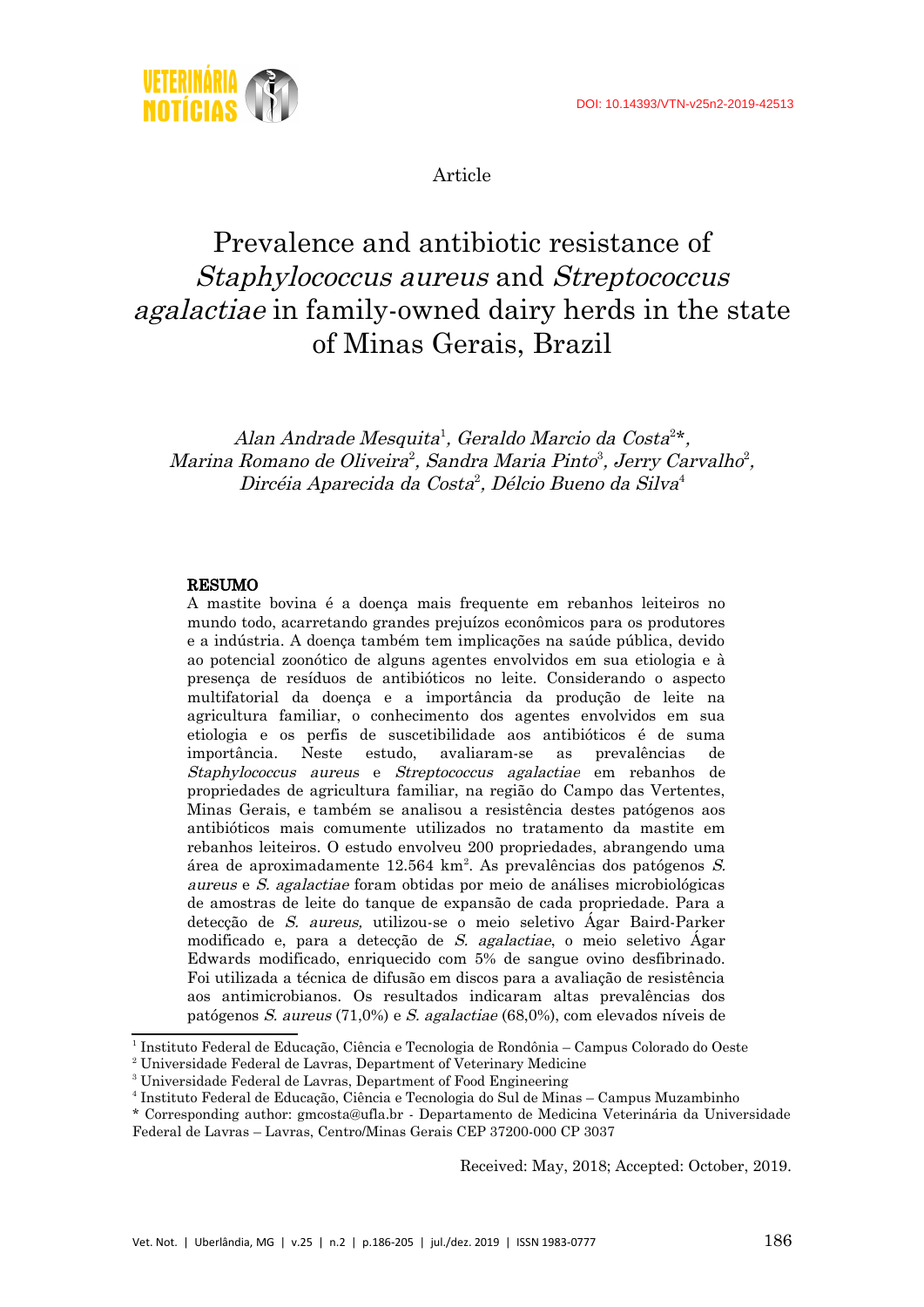DOI: 10.14393/VTN-v25n2-2019-42513

Article

# Prevalence and antibiotic resistance of *Staphylococcus aureus* and *Streptococcus agalactiae* in family-owned dairy herds in the state of Minas Gerais, Brazil

*Alan Andrade Mesquita*[1], *Geraldo Marcio da Costa*[2]*, *Marina Romano de Oliveira*[2], *Sandra Maria Pinto*[3], *Jerry Carvalho*[2], *Dircéia Aparecida da Costa*[2], *Délcio Bueno da Silva*[4]

## RESUMO

A mastite bovina é a doença mais frequente em rebanhos leiteiros no mundo todo, acarretando grandes prejuízos econômicos para os produtores e a indústria. A doença também tem implicações na saúde pública, devido ao potencial zoonótico de alguns agentes envolvidos em sua etiologia e à presença de resíduos de antibióticos no leite. Considerando o aspecto multifatorial da doença e a importância da produção de leite na agricultura familiar, o conhecimento dos agentes envolvidos em sua etiologia e os perfis de suscetibilidade aos antibióticos é de suma importância. Neste estudo, avaliaram-se as prevalências de *Staphylococcus aureus* e *Streptococcus agalactiae* em rebanhos de propriedades de agricultura familiar, na região do Campo das Vertentes, Minas Gerais, e também se analisou a resistência destes patógenos aos antibióticos mais comumente utilizados no tratamento da mastite em rebanhos leiteiros. O estudo envolveu 200 propriedades, abrangendo uma área de aproximadamente 12.564 km$^2$. As prevalências dos patógenos *S. aureus* e *S. agalactiae* foram obtidas por meio de análises microbiológicas de amostras de leite do tanque de expansão de cada propriedade. Para a detecção de *S. aureus,* utilizou-se o meio seletivo Ágar Baird-Parker modificado e, para a detecção de *S. agalactiae*, o meio seletivo Ágar Edwards modificado, enriquecido com 5% de sangue ovino desfibrinado. Foi utilizada a técnica de difusão em discos para a avaliação de resistência aos antimicrobianos. Os resultados indicaram altas prevalências dos patógenos *S. aureus* (71,0%) e *S. agalactiae* (68,0%), com elevados níveis de

---

[1] Instituto Federal de Educação, Ciência e Tecnologia de Rondônia – Campus Colorado do Oeste
[2] Universidade Federal de Lavras, Department of Veterinary Medicine
[3] Universidade Federal de Lavras, Department of Food Engineering
[4] Instituto Federal de Educação, Ciência e Tecnologia do Sul de Minas – Campus Muzambinho
\* Corresponding author: gmcosta@ufla.br - Departamento de Medicina Veterinária da Universidade Federal de Lavras – Lavras, Centro/Minas Gerais CEP 37200-000 CP 3037

Received: May, 2018; Accepted: October, 2019.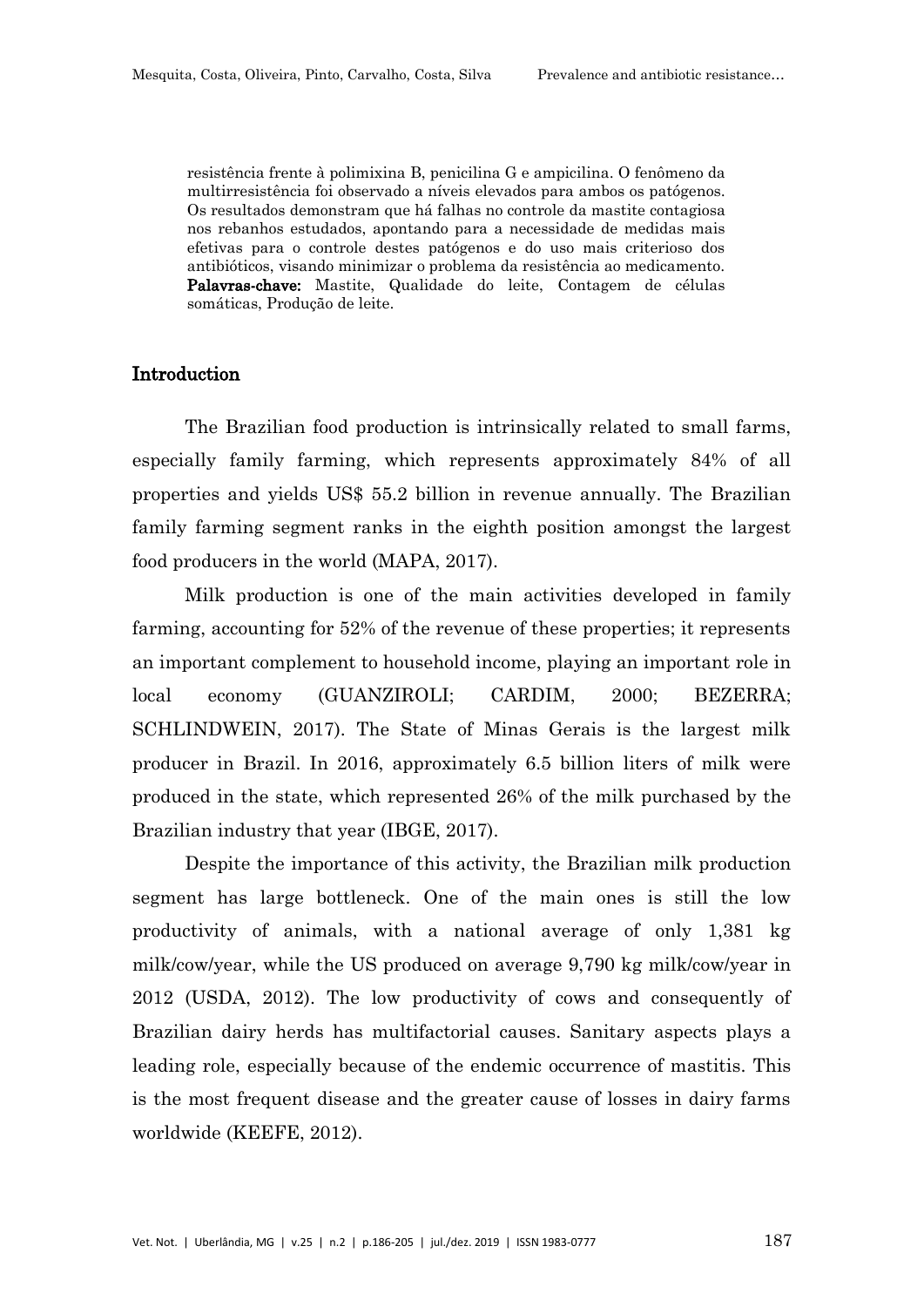resistência frente à polimixina B, penicilina G e ampicilina. O fenômeno da multirresistência foi observado a níveis elevados para ambos os patógenos. Os resultados demonstram que há falhas no controle da mastite contagiosa nos rebanhos estudados, apontando para a necessidade de medidas mais efetivas para o controle destes patógenos e do uso mais criterioso dos antibióticos, visando minimizar o problema da resistência ao medicamento.
**Palavras-chave:** Mastite, Qualidade do leite, Contagem de células somáticas, Produção de leite.

## Introduction

The Brazilian food production is intrinsically related to small farms, especially family farming, which represents approximately 84% of all properties and yields US$ 55.2 billion in revenue annually. The Brazilian family farming segment ranks in the eighth position amongst the largest food producers in the world (MAPA, 2017).

Milk production is one of the main activities developed in family farming, accounting for 52% of the revenue of these properties; it represents an important complement to household income, playing an important role in local economy (GUANZIROLI; CARDIM, 2000; BEZERRA; SCHLINDWEIN, 2017). The State of Minas Gerais is the largest milk producer in Brazil. In 2016, approximately 6.5 billion liters of milk were produced in the state, which represented 26% of the milk purchased by the Brazilian industry that year (IBGE, 2017).

Despite the importance of this activity, the Brazilian milk production segment has large bottleneck. One of the main ones is still the low productivity of animals, with a national average of only 1,381 kg milk/cow/year, while the US produced on average 9,790 kg milk/cow/year in 2012 (USDA, 2012). The low productivity of cows and consequently of Brazilian dairy herds has multifactorial causes. Sanitary aspects plays a leading role, especially because of the endemic occurrence of mastitis. This is the most frequent disease and the greater cause of losses in dairy farms worldwide (KEEFE, 2012).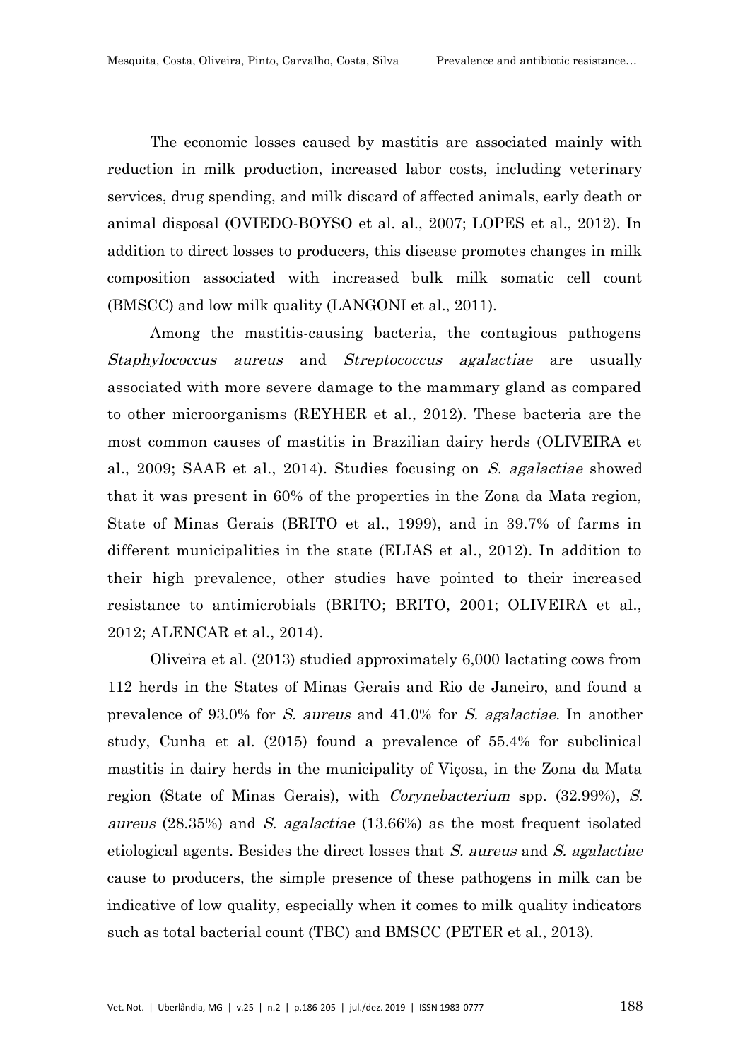The economic losses caused by mastitis are associated mainly with reduction in milk production, increased labor costs, including veterinary services, drug spending, and milk discard of affected animals, early death or animal disposal (OVIEDO-BOYSO et al. al., 2007; LOPES et al., 2012). In addition to direct losses to producers, this disease promotes changes in milk composition associated with increased bulk milk somatic cell count (BMSCC) and low milk quality (LANGONI et al., 2011).

Among the mastitis-causing bacteria, the contagious pathogens *Staphylococcus aureus* and *Streptococcus agalactiae* are usually associated with more severe damage to the mammary gland as compared to other microorganisms (REYHER et al., 2012). These bacteria are the most common causes of mastitis in Brazilian dairy herds (OLIVEIRA et al., 2009; SAAB et al., 2014). Studies focusing on *S. agalactiae* showed that it was present in 60% of the properties in the Zona da Mata region, State of Minas Gerais (BRITO et al., 1999), and in 39.7% of farms in different municipalities in the state (ELIAS et al., 2012). In addition to their high prevalence, other studies have pointed to their increased resistance to antimicrobials (BRITO; BRITO, 2001; OLIVEIRA et al., 2012; ALENCAR et al., 2014).

Oliveira et al. (2013) studied approximately 6,000 lactating cows from 112 herds in the States of Minas Gerais and Rio de Janeiro, and found a prevalence of 93.0% for *S. aureus* and 41.0% for *S. agalactiae*. In another study, Cunha et al. (2015) found a prevalence of 55.4% for subclinical mastitis in dairy herds in the municipality of Viçosa, in the Zona da Mata region (State of Minas Gerais), with *Corynebacterium* spp. (32.99%), *S. aureus* (28.35%) and *S. agalactiae* (13.66%) as the most frequent isolated etiological agents. Besides the direct losses that *S. aureus* and *S. agalactiae* cause to producers, the simple presence of these pathogens in milk can be indicative of low quality, especially when it comes to milk quality indicators such as total bacterial count (TBC) and BMSCC (PETER et al., 2013).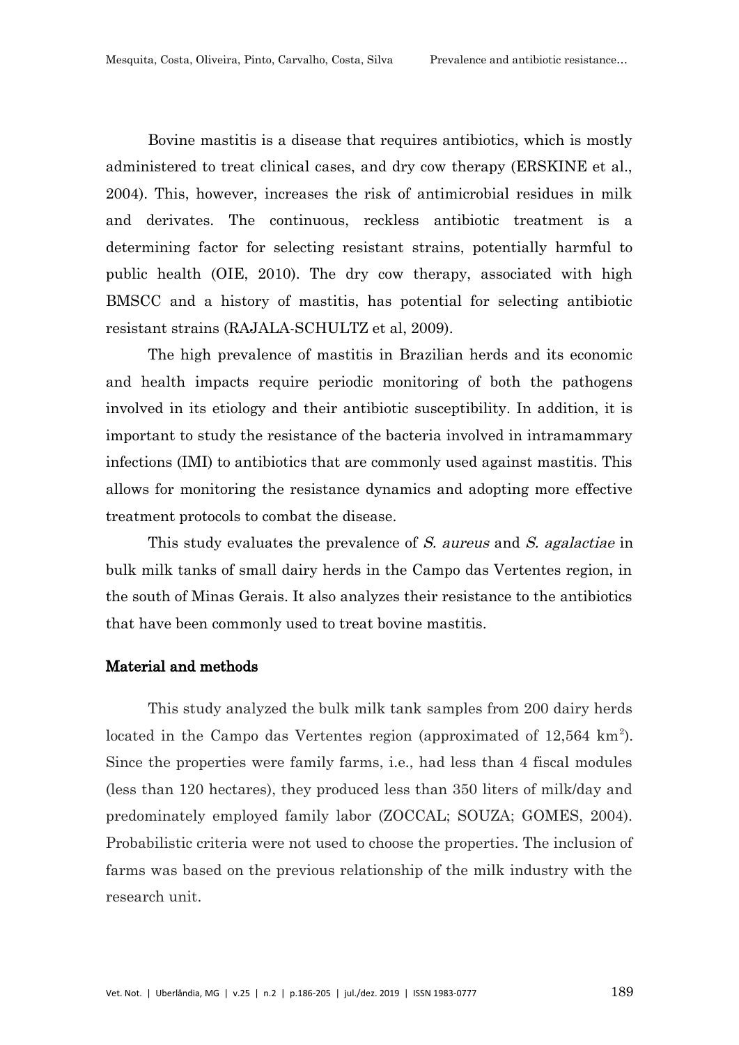Bovine mastitis is a disease that requires antibiotics, which is mostly administered to treat clinical cases, and dry cow therapy (ERSKINE et al., 2004). This, however, increases the risk of antimicrobial residues in milk and derivates. The continuous, reckless antibiotic treatment is a determining factor for selecting resistant strains, potentially harmful to public health (OIE, 2010). The dry cow therapy, associated with high BMSCC and a history of mastitis, has potential for selecting antibiotic resistant strains (RAJALA-SCHULTZ et al, 2009).

The high prevalence of mastitis in Brazilian herds and its economic and health impacts require periodic monitoring of both the pathogens involved in its etiology and their antibiotic susceptibility. In addition, it is important to study the resistance of the bacteria involved in intramammary infections (IMI) to antibiotics that are commonly used against mastitis. This allows for monitoring the resistance dynamics and adopting more effective treatment protocols to combat the disease.

This study evaluates the prevalence of *S. aureus* and *S. agalactiae* in bulk milk tanks of small dairy herds in the Campo das Vertentes region, in the south of Minas Gerais. It also analyzes their resistance to the antibiotics that have been commonly used to treat bovine mastitis.

## Material and methods

This study analyzed the bulk milk tank samples from 200 dairy herds located in the Campo das Vertentes region (approximated of 12,564 $km^2$). Since the properties were family farms, i.e., had less than 4 fiscal modules (less than 120 hectares), they produced less than 350 liters of milk/day and predominately employed family labor (ZOCCAL; SOUZA; GOMES, 2004). Probabilistic criteria were not used to choose the properties. The inclusion of farms was based on the previous relationship of the milk industry with the research unit.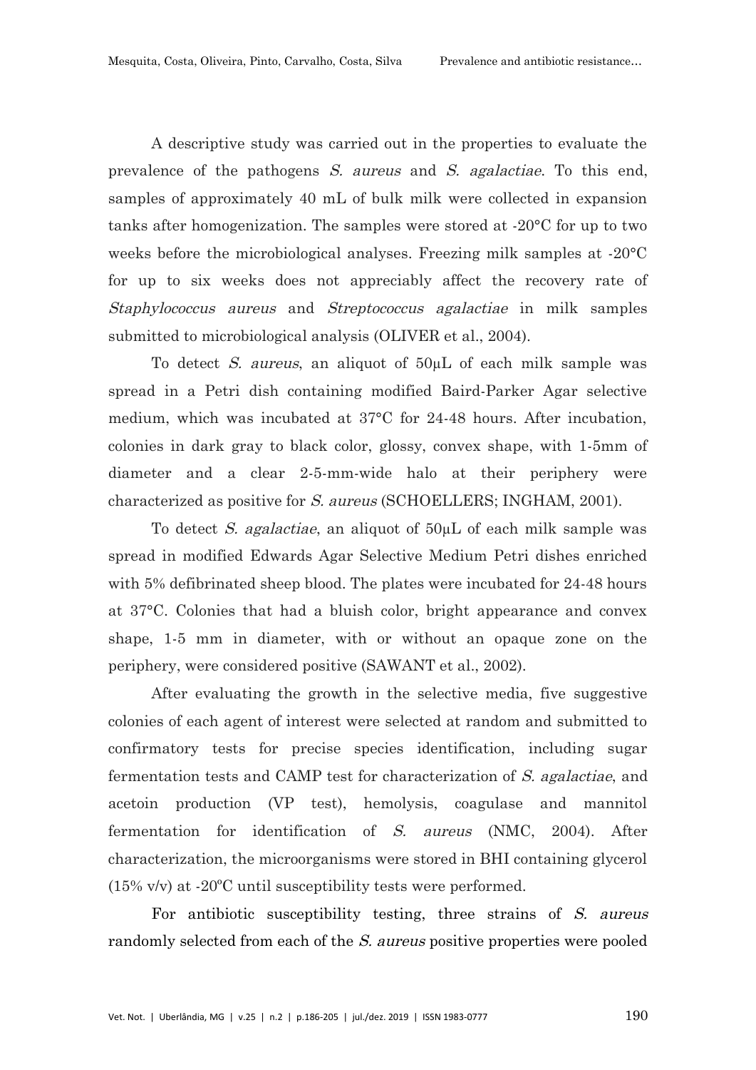A descriptive study was carried out in the properties to evaluate the prevalence of the pathogens *S. aureus* and *S. agalactiae*. To this end, samples of approximately 40 mL of bulk milk were collected in expansion tanks after homogenization. The samples were stored at -20°C for up to two weeks before the microbiological analyses. Freezing milk samples at -20°C for up to six weeks does not appreciably affect the recovery rate of *Staphylococcus aureus* and *Streptococcus agalactiae* in milk samples submitted to microbiological analysis (OLIVER et al., 2004).

To detect *S. aureus*, an aliquot of 50μL of each milk sample was spread in a Petri dish containing modified Baird-Parker Agar selective medium, which was incubated at 37°C for 24-48 hours. After incubation, colonies in dark gray to black color, glossy, convex shape, with 1-5mm of diameter and a clear 2-5-mm-wide halo at their periphery were characterized as positive for *S. aureus* (SCHOELLERS; INGHAM, 2001).

To detect *S. agalactiae*, an aliquot of 50μL of each milk sample was spread in modified Edwards Agar Selective Medium Petri dishes enriched with 5% defibrinated sheep blood. The plates were incubated for 24-48 hours at 37°C. Colonies that had a bluish color, bright appearance and convex shape, 1-5 mm in diameter, with or without an opaque zone on the periphery, were considered positive (SAWANT et al., 2002).

After evaluating the growth in the selective media, five suggestive colonies of each agent of interest were selected at random and submitted to confirmatory tests for precise species identification, including sugar fermentation tests and CAMP test for characterization of *S. agalactiae*, and acetoin production (VP test), hemolysis, coagulase and mannitol fermentation for identification of *S. aureus* (NMC, 2004). After characterization, the microorganisms were stored in BHI containing glycerol (15% v/v) at -20ºC until susceptibility tests were performed.

For antibiotic susceptibility testing, three strains of *S. aureus* randomly selected from each of the *S. aureus* positive properties were pooled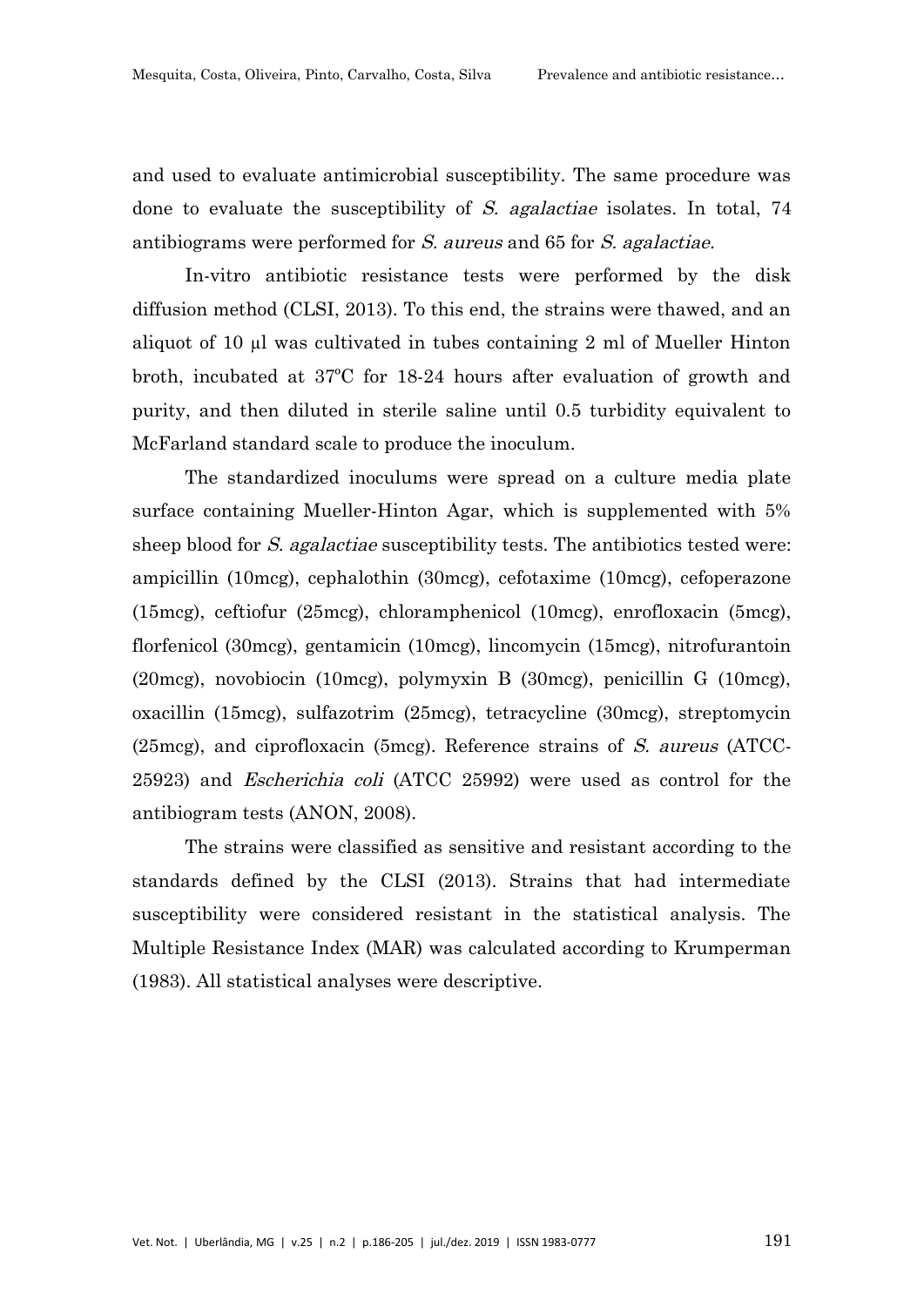and used to evaluate antimicrobial susceptibility. The same procedure was done to evaluate the susceptibility of *S. agalactiae* isolates. In total, 74 antibiograms were performed for *S. aureus* and 65 for *S. agalactiae.*

In-vitro antibiotic resistance tests were performed by the disk diffusion method (CLSI, 2013). To this end, the strains were thawed, and an aliquot of 10 µl was cultivated in tubes containing 2 ml of Mueller Hinton broth, incubated at 37ºC for 18-24 hours after evaluation of growth and purity, and then diluted in sterile saline until 0.5 turbidity equivalent to McFarland standard scale to produce the inoculum.

The standardized inoculums were spread on a culture media plate surface containing Mueller-Hinton Agar, which is supplemented with 5% sheep blood for *S. agalactiae* susceptibility tests. The antibiotics tested were: ampicillin (10mcg), cephalothin (30mcg), cefotaxime (10mcg), cefoperazone (15mcg), ceftiofur (25mcg), chloramphenicol (10mcg), enrofloxacin (5mcg), florfenicol (30mcg), gentamicin (10mcg), lincomycin (15mcg), nitrofurantoin (20mcg), novobiocin (10mcg), polymyxin B (30mcg), penicillin G (10mcg), oxacillin (15mcg), sulfazotrim (25mcg), tetracycline (30mcg), streptomycin (25mcg), and ciprofloxacin (5mcg). Reference strains of *S. aureus* (ATCC-25923) and *Escherichia coli* (ATCC 25992) were used as control for the antibiogram tests (ANON, 2008).

The strains were classified as sensitive and resistant according to the standards defined by the CLSI (2013). Strains that had intermediate susceptibility were considered resistant in the statistical analysis. The Multiple Resistance Index (MAR) was calculated according to Krumperman (1983). All statistical analyses were descriptive.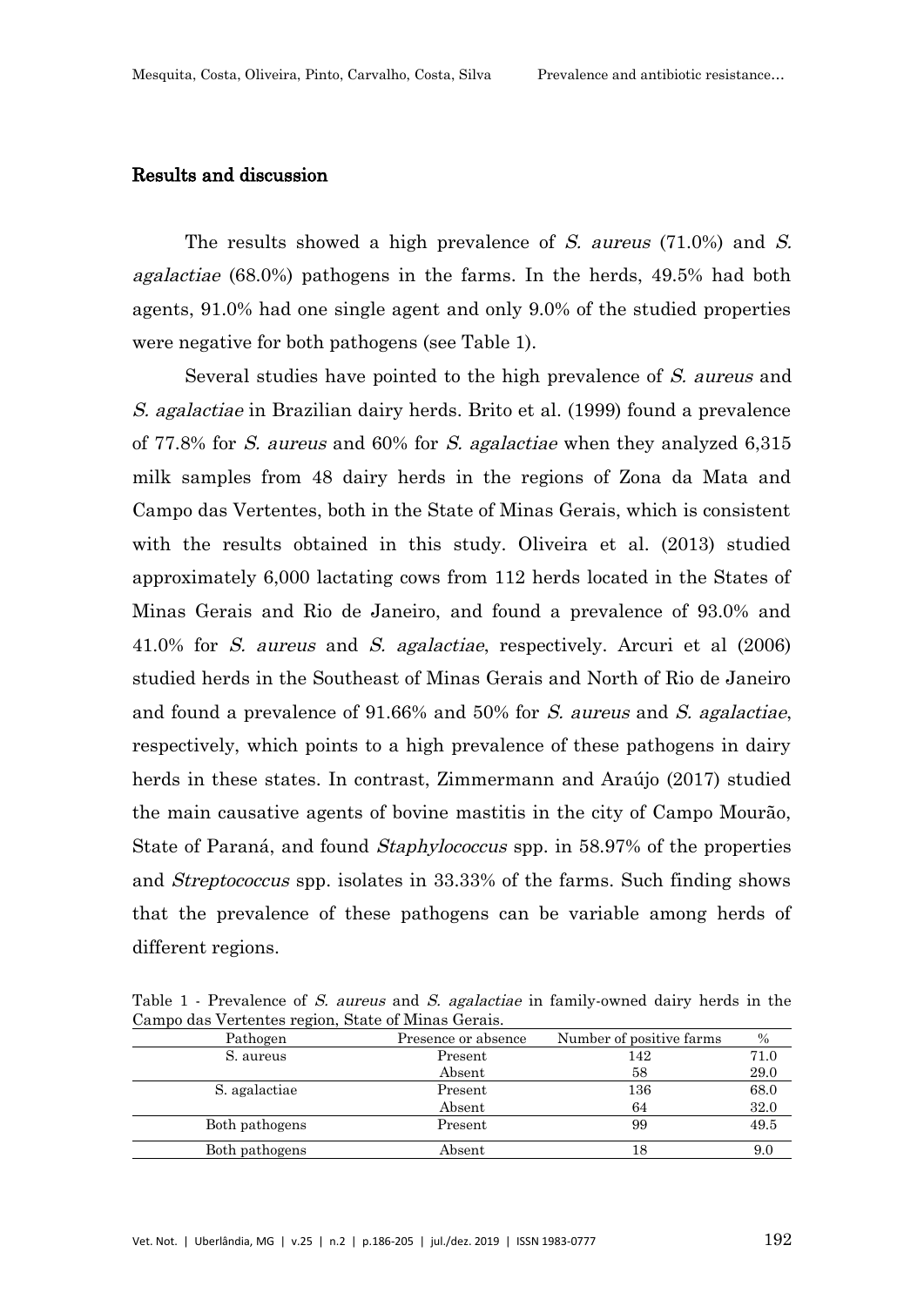## Results and discussion

The results showed a high prevalence of *S. aureus* (71.0%) and *S. agalactiae* (68.0%) pathogens in the farms. In the herds, 49.5% had both agents, 91.0% had one single agent and only 9.0% of the studied properties were negative for both pathogens (see Table 1).

Several studies have pointed to the high prevalence of *S. aureus* and *S. agalactiae* in Brazilian dairy herds. Brito et al. (1999) found a prevalence of 77.8% for *S. aureus* and 60% for *S. agalactiae* when they analyzed 6,315 milk samples from 48 dairy herds in the regions of Zona da Mata and Campo das Vertentes, both in the State of Minas Gerais, which is consistent with the results obtained in this study. Oliveira et al. (2013) studied approximately 6,000 lactating cows from 112 herds located in the States of Minas Gerais and Rio de Janeiro, and found a prevalence of 93.0% and 41.0% for *S. aureus* and *S. agalactiae*, respectively. Arcuri et al (2006) studied herds in the Southeast of Minas Gerais and North of Rio de Janeiro and found a prevalence of 91.66% and 50% for *S. aureus* and *S. agalactiae*, respectively, which points to a high prevalence of these pathogens in dairy herds in these states. In contrast, Zimmermann and Araújo (2017) studied the main causative agents of bovine mastitis in the city of Campo Mourão, State of Paraná, and found *Staphylococcus* spp. in 58.97% of the properties and *Streptococcus* spp. isolates in 33.33% of the farms. Such finding shows that the prevalence of these pathogens can be variable among herds of different regions.

Table 1 - Prevalence of *S. aureus* and *S. agalactiae* in family-owned dairy herds in the Campo das Vertentes region, State of Minas Gerais.

| Pathogen | Presence or absence | Number of positive farms | % |
|---|---|---|---|
| S. aureus | Present | 142 | 71.0 |
| | Absent | 58 | 29.0 |
| S. agalactiae | Present | 136 | 68.0 |
| | Absent | 64 | 32.0 |
| Both pathogens | Present | 99 | 49.5 |
| Both pathogens | Absent | 18 | 9.0 |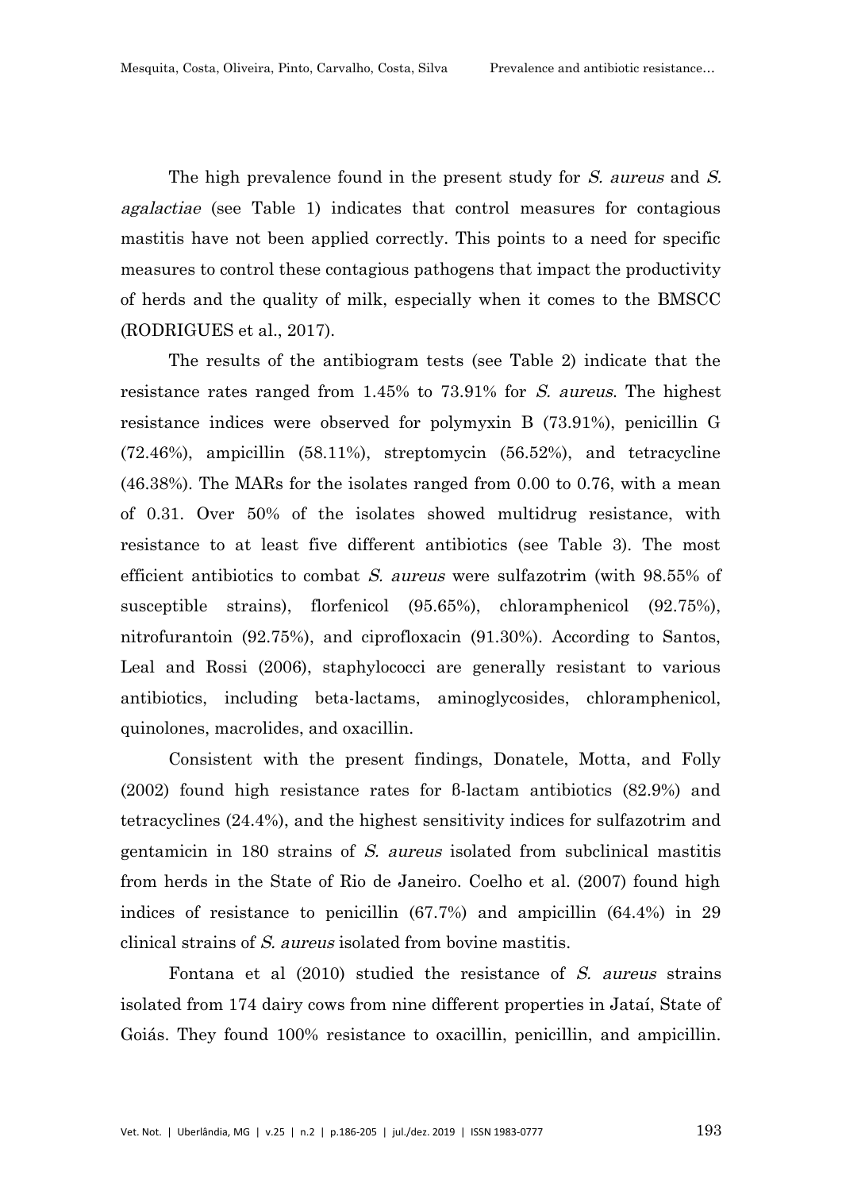The high prevalence found in the present study for *S. aureus* and *S. agalactiae* (see Table 1) indicates that control measures for contagious mastitis have not been applied correctly. This points to a need for specific measures to control these contagious pathogens that impact the productivity of herds and the quality of milk, especially when it comes to the BMSCC (RODRIGUES et al., 2017).

The results of the antibiogram tests (see Table 2) indicate that the resistance rates ranged from 1.45% to 73.91% for *S. aureus*. The highest resistance indices were observed for polymyxin B (73.91%), penicillin G (72.46%), ampicillin (58.11%), streptomycin (56.52%), and tetracycline (46.38%). The MARs for the isolates ranged from 0.00 to 0.76, with a mean of 0.31. Over 50% of the isolates showed multidrug resistance, with resistance to at least five different antibiotics (see Table 3). The most efficient antibiotics to combat *S. aureus* were sulfazotrim (with 98.55% of susceptible strains), florfenicol (95.65%), chloramphenicol (92.75%), nitrofurantoin (92.75%), and ciprofloxacin (91.30%). According to Santos, Leal and Rossi (2006), staphylococci are generally resistant to various antibiotics, including beta-lactams, aminoglycosides, chloramphenicol, quinolones, macrolides, and oxacillin.

Consistent with the present findings, Donatele, Motta, and Folly (2002) found high resistance rates for ß-lactam antibiotics (82.9%) and tetracyclines (24.4%), and the highest sensitivity indices for sulfazotrim and gentamicin in 180 strains of *S. aureus* isolated from subclinical mastitis from herds in the State of Rio de Janeiro. Coelho et al. (2007) found high indices of resistance to penicillin (67.7%) and ampicillin (64.4%) in 29 clinical strains of *S. aureus* isolated from bovine mastitis.

Fontana et al (2010) studied the resistance of *S. aureus* strains isolated from 174 dairy cows from nine different properties in Jataí, State of Goiás. They found 100% resistance to oxacillin, penicillin, and ampicillin.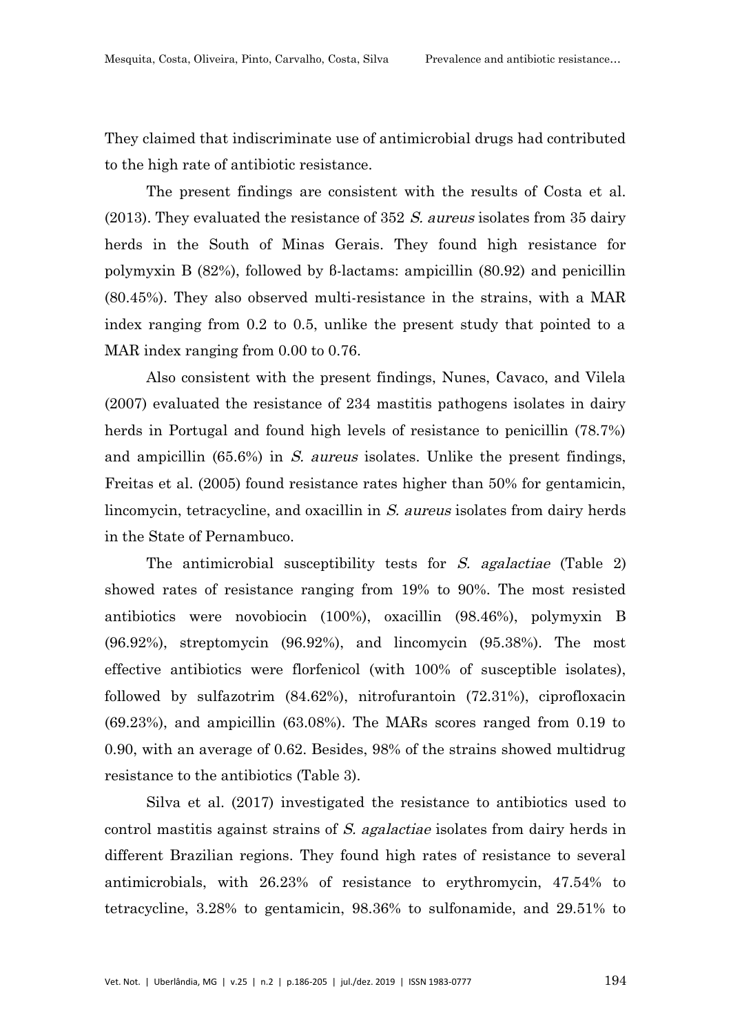They claimed that indiscriminate use of antimicrobial drugs had contributed to the high rate of antibiotic resistance.

The present findings are consistent with the results of Costa et al. (2013). They evaluated the resistance of 352 *S. aureus* isolates from 35 dairy herds in the South of Minas Gerais. They found high resistance for polymyxin B (82%), followed by β-lactams: ampicillin (80.92) and penicillin (80.45%). They also observed multi-resistance in the strains, with a MAR index ranging from 0.2 to 0.5, unlike the present study that pointed to a MAR index ranging from 0.00 to 0.76.

Also consistent with the present findings, Nunes, Cavaco, and Vilela (2007) evaluated the resistance of 234 mastitis pathogens isolates in dairy herds in Portugal and found high levels of resistance to penicillin (78.7%) and ampicillin (65.6%) in *S. aureus* isolates. Unlike the present findings, Freitas et al. (2005) found resistance rates higher than 50% for gentamicin, lincomycin, tetracycline, and oxacillin in *S. aureus* isolates from dairy herds in the State of Pernambuco.

The antimicrobial susceptibility tests for *S. agalactiae* (Table 2) showed rates of resistance ranging from 19% to 90%. The most resisted antibiotics were novobiocin (100%), oxacillin (98.46%), polymyxin B (96.92%), streptomycin (96.92%), and lincomycin (95.38%). The most effective antibiotics were florfenicol (with 100% of susceptible isolates), followed by sulfazotrim (84.62%), nitrofurantoin (72.31%), ciprofloxacin (69.23%), and ampicillin (63.08%). The MARs scores ranged from 0.19 to 0.90, with an average of 0.62. Besides, 98% of the strains showed multidrug resistance to the antibiotics (Table 3).

Silva et al. (2017) investigated the resistance to antibiotics used to control mastitis against strains of *S. agalactiae* isolates from dairy herds in different Brazilian regions. They found high rates of resistance to several antimicrobials, with 26.23% of resistance to erythromycin, 47.54% to tetracycline, 3.28% to gentamicin, 98.36% to sulfonamide, and 29.51% to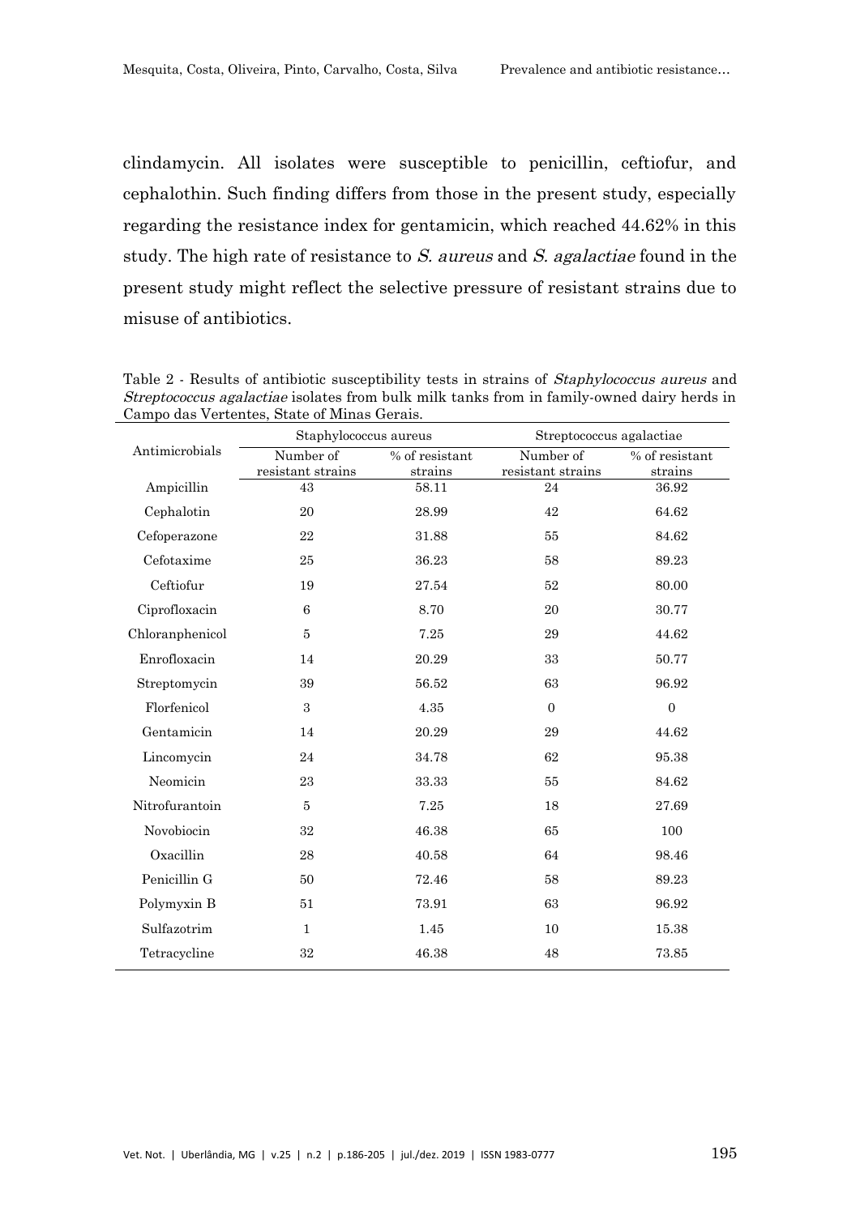clindamycin. All isolates were susceptible to penicillin, ceftiofur, and cephalothin. Such finding differs from those in the present study, especially regarding the resistance index for gentamicin, which reached 44.62% in this study. The high rate of resistance to *S. aureus* and *S. agalactiae* found in the present study might reflect the selective pressure of resistant strains due to misuse of antibiotics.

Table 2 - Results of antibiotic susceptibility tests in strains of *Staphylococcus aureus* and *Streptococcus agalactiae* isolates from bulk milk tanks from in family-owned dairy herds in Campo das Vertentes, State of Minas Gerais.

| Antimicrobials | Staphylococcus aureus | | Streptococcus agalactiae | |
|---|---|---|---|---|
| | Number of resistant strains | % of resistant strains | Number of resistant strains | % of resistant strains |
| Ampicillin | 43 | 58.11 | 24 | 36.92 |
| Cephalotin | 20 | 28.99 | 42 | 64.62 |
| Cefoperazone | 22 | 31.88 | 55 | 84.62 |
| Cefotaxime | 25 | 36.23 | 58 | 89.23 |
| Ceftiofur | 19 | 27.54 | 52 | 80.00 |
| Ciprofloxacin | 6 | 8.70 | 20 | 30.77 |
| Chloranphenicol | 5 | 7.25 | 29 | 44.62 |
| Enrofloxacin | 14 | 20.29 | 33 | 50.77 |
| Streptomycin | 39 | 56.52 | 63 | 96.92 |
| Florfenicol | 3 | 4.35 | 0 | 0 |
| Gentamicin | 14 | 20.29 | 29 | 44.62 |
| Lincomycin | 24 | 34.78 | 62 | 95.38 |
| Neomicin | 23 | 33.33 | 55 | 84.62 |
| Nitrofurantoin | 5 | 7.25 | 18 | 27.69 |
| Novobiocin | 32 | 46.38 | 65 | 100 |
| Oxacillin | 28 | 40.58 | 64 | 98.46 |
| Penicillin G | 50 | 72.46 | 58 | 89.23 |
| Polymyxin B | 51 | 73.91 | 63 | 96.92 |
| Sulfazotrim | 1 | 1.45 | 10 | 15.38 |
| Tetracycline | 32 | 46.38 | 48 | 73.85 |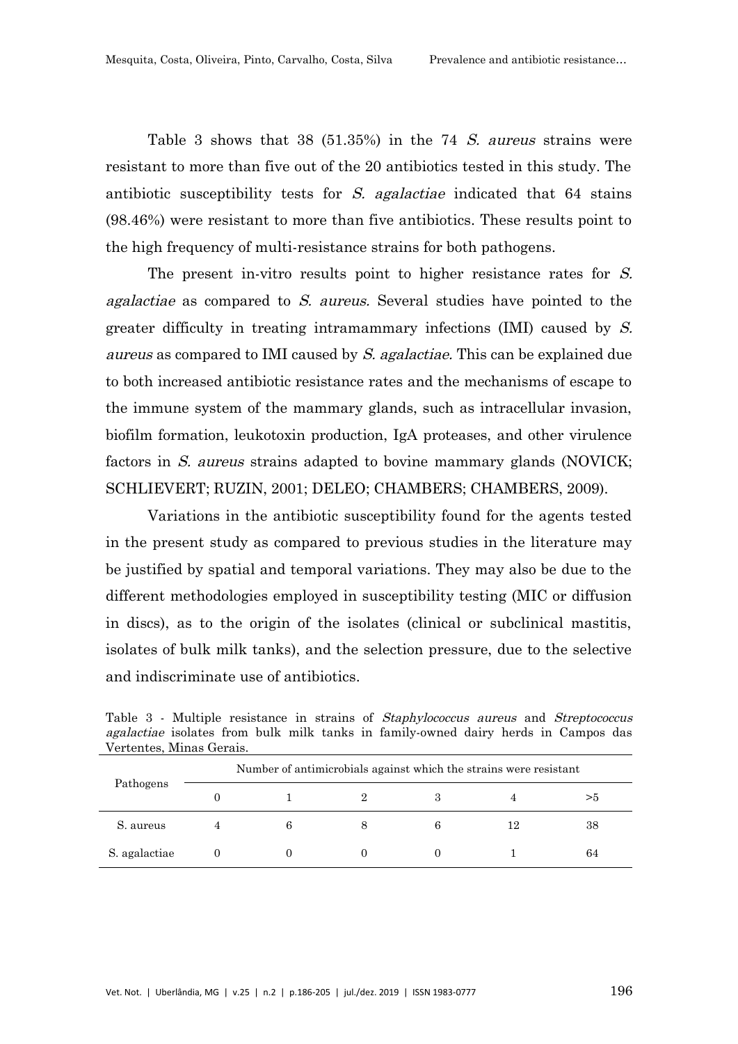Table 3 shows that 38 (51.35%) in the 74 *S. aureus* strains were resistant to more than five out of the 20 antibiotics tested in this study. The antibiotic susceptibility tests for *S. agalactiae* indicated that 64 stains (98.46%) were resistant to more than five antibiotics. These results point to the high frequency of multi-resistance strains for both pathogens.

The present in-vitro results point to higher resistance rates for *S. agalactiae* as compared to *S. aureus.* Several studies have pointed to the greater difficulty in treating intramammary infections (IMI) caused by *S. aureus* as compared to IMI caused by *S. agalactiae.* This can be explained due to both increased antibiotic resistance rates and the mechanisms of escape to the immune system of the mammary glands, such as intracellular invasion, biofilm formation, leukotoxin production, IgA proteases, and other virulence factors in *S. aureus* strains adapted to bovine mammary glands (NOVICK; SCHLIEVERT; RUZIN, 2001; DELEO; CHAMBERS; CHAMBERS, 2009).

Variations in the antibiotic susceptibility found for the agents tested in the present study as compared to previous studies in the literature may be justified by spatial and temporal variations. They may also be due to the different methodologies employed in susceptibility testing (MIC or diffusion in discs), as to the origin of the isolates (clinical or subclinical mastitis, isolates of bulk milk tanks), and the selection pressure, due to the selective and indiscriminate use of antibiotics.

Table 3 - Multiple resistance in strains of *Staphylococcus aureus* and *Streptococcus agalactiae* isolates from bulk milk tanks in family-owned dairy herds in Campos das Vertentes, Minas Gerais.

| Pathogens | Number of antimicrobials against which the strains were resistant | | | | | |
|---|---|---|---|---|---|---|
| | 0 | 1 | 2 | 3 | 4 | >5 |
| S. aureus | 4 | 6 | 8 | 6 | 12 | 38 |
| S. agalactiae | 0 | 0 | 0 | 0 | 1 | 64 |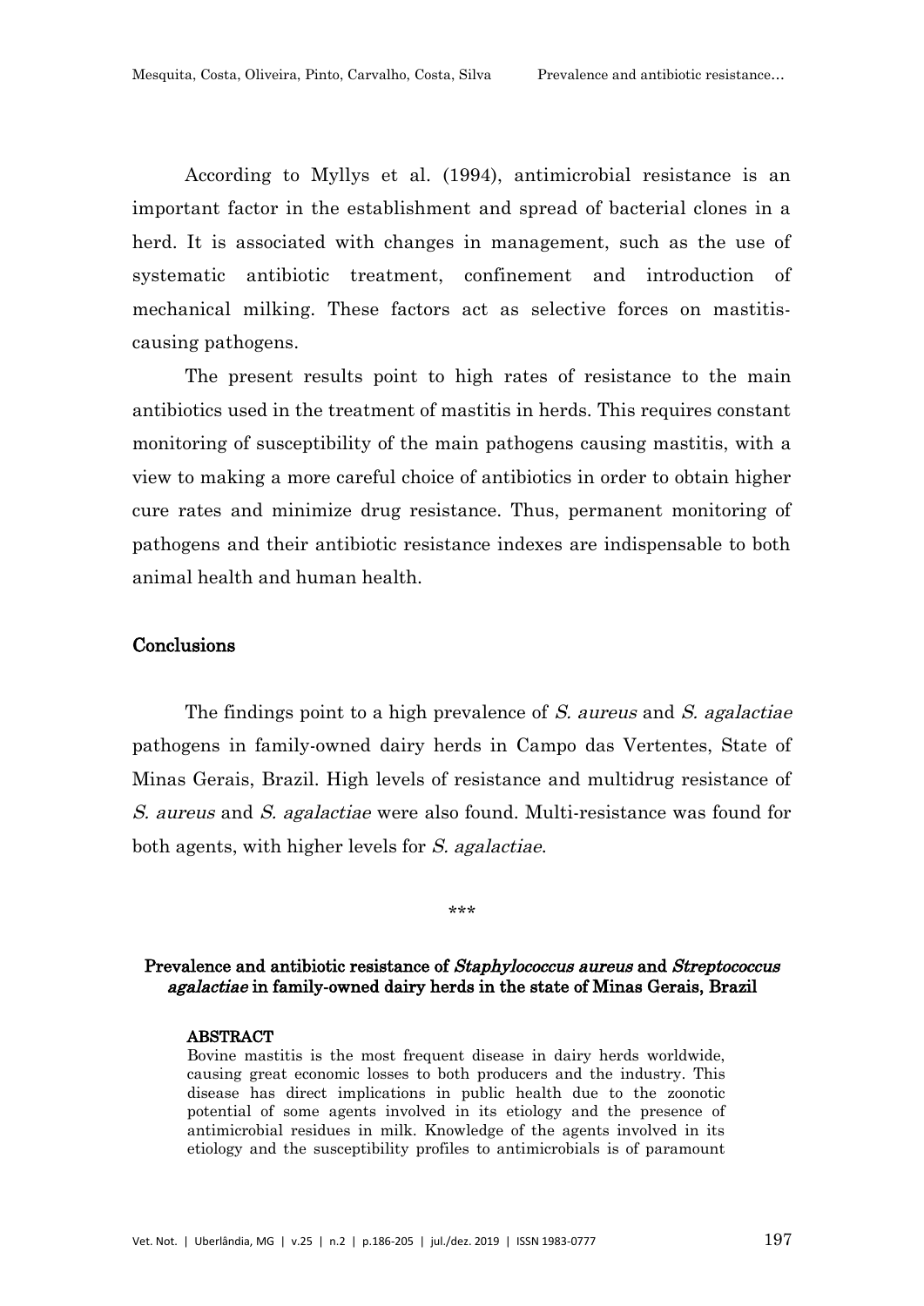According to Myllys et al. (1994), antimicrobial resistance is an important factor in the establishment and spread of bacterial clones in a herd. It is associated with changes in management, such as the use of systematic antibiotic treatment, confinement and introduction of mechanical milking. These factors act as selective forces on mastitis-causing pathogens.

The present results point to high rates of resistance to the main antibiotics used in the treatment of mastitis in herds. This requires constant monitoring of susceptibility of the main pathogens causing mastitis, with a view to making a more careful choice of antibiotics in order to obtain higher cure rates and minimize drug resistance. Thus, permanent monitoring of pathogens and their antibiotic resistance indexes are indispensable to both animal health and human health.

## Conclusions

The findings point to a high prevalence of *S. aureus* and *S. agalactiae* pathogens in family-owned dairy herds in Campo das Vertentes, State of Minas Gerais, Brazil. High levels of resistance and multidrug resistance of *S. aureus* and *S. agalactiae* were also found. Multi-resistance was found for both agents, with higher levels for *S. agalactiae*.

\*\*\*

## Prevalence and antibiotic resistance of *Staphylococcus aureus* and *Streptococcus agalactiae* in family-owned dairy herds in the state of Minas Gerais, Brazil

### ABSTRACT

Bovine mastitis is the most frequent disease in dairy herds worldwide, causing great economic losses to both producers and the industry. This disease has direct implications in public health due to the zoonotic potential of some agents involved in its etiology and the presence of antimicrobial residues in milk. Knowledge of the agents involved in its etiology and the susceptibility profiles to antimicrobials is of paramount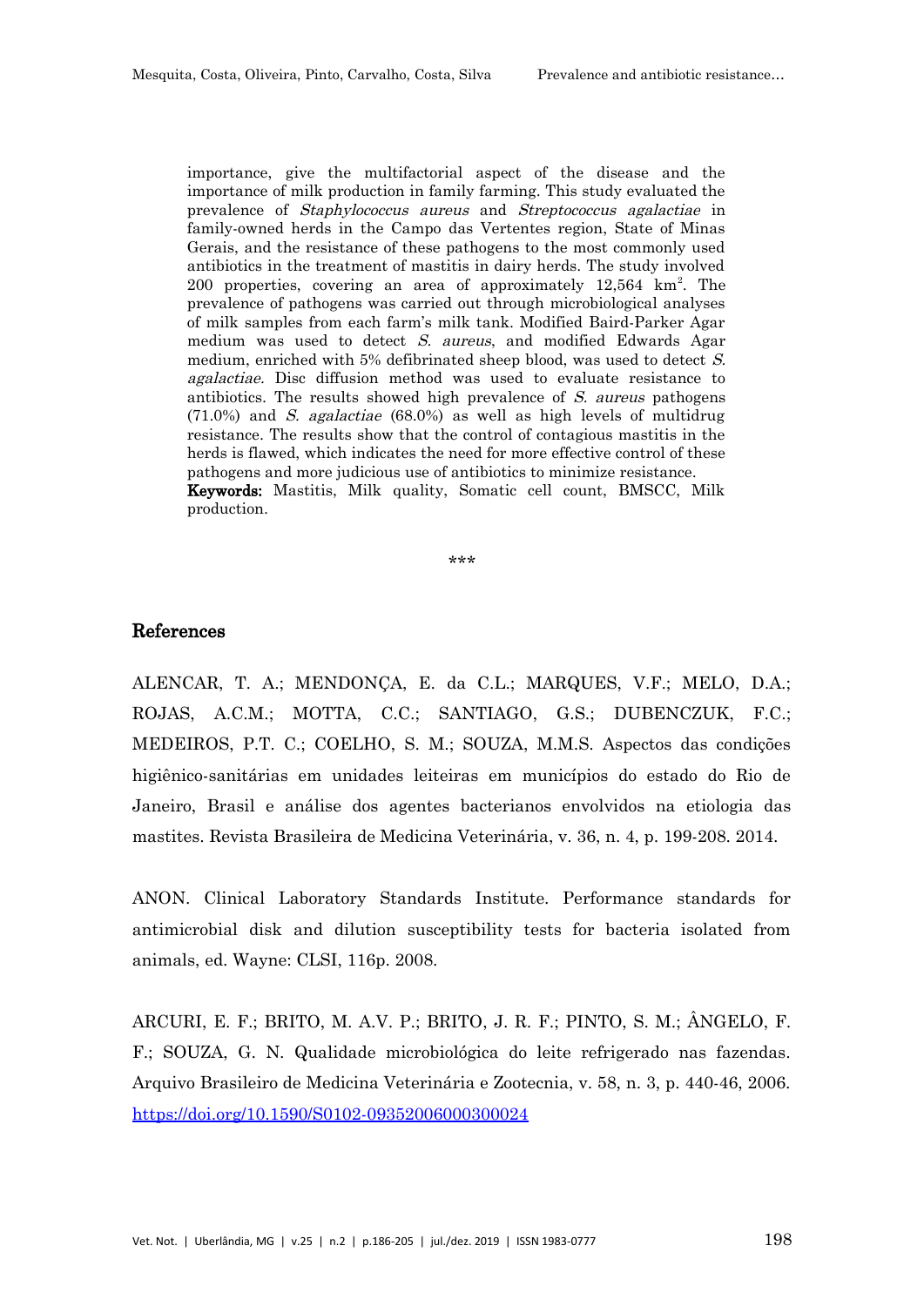importance, give the multifactorial aspect of the disease and the importance of milk production in family farming. This study evaluated the prevalence of *Staphylococcus aureus* and *Streptococcus agalactiae* in family-owned herds in the Campo das Vertentes region, State of Minas Gerais, and the resistance of these pathogens to the most commonly used antibiotics in the treatment of mastitis in dairy herds. The study involved 200 properties, covering an area of approximately 12,564 $km^2$. The prevalence of pathogens was carried out through microbiological analyses of milk samples from each farm's milk tank. Modified Baird-Parker Agar medium was used to detect *S. aureus*, and modified Edwards Agar medium, enriched with 5% defibrinated sheep blood, was used to detect *S. agalactiae*. Disc diffusion method was used to evaluate resistance to antibiotics. The results showed high prevalence of *S. aureus* pathogens (71.0%) and *S. agalactiae* (68.0%) as well as high levels of multidrug resistance. The results show that the control of contagious mastitis in the herds is flawed, which indicates the need for more effective control of these pathogens and more judicious use of antibiotics to minimize resistance.

**Keywords:** Mastitis, Milk quality, Somatic cell count, BMSCC, Milk production.

\*\*\*

## References

ALENCAR, T. A.; MENDONÇA, E. da C.L.; MARQUES, V.F.; MELO, D.A.; ROJAS, A.C.M.; MOTTA, C.C.; SANTIAGO, G.S.; DUBENCZUK, F.C.; MEDEIROS, P.T. C.; COELHO, S. M.; SOUZA, M.M.S. Aspectos das condições higiênico-sanitárias em unidades leiteiras em municípios do estado do Rio de Janeiro, Brasil e análise dos agentes bacterianos envolvidos na etiologia das mastites. Revista Brasileira de Medicina Veterinária, v. 36, n. 4, p. 199-208. 2014.

ANON. Clinical Laboratory Standards Institute. Performance standards for antimicrobial disk and dilution susceptibility tests for bacteria isolated from animals, ed. Wayne: CLSI, 116p. 2008.

ARCURI, E. F.; BRITO, M. A.V. P.; BRITO, J. R. F.; PINTO, S. M.; ÂNGELO, F. F.; SOUZA, G. N. Qualidade microbiológica do leite refrigerado nas fazendas. Arquivo Brasileiro de Medicina Veterinária e Zootecnia, v. 58, n. 3, p. 440-46, 2006. https://doi.org/10.1590/S0102-09352006000300024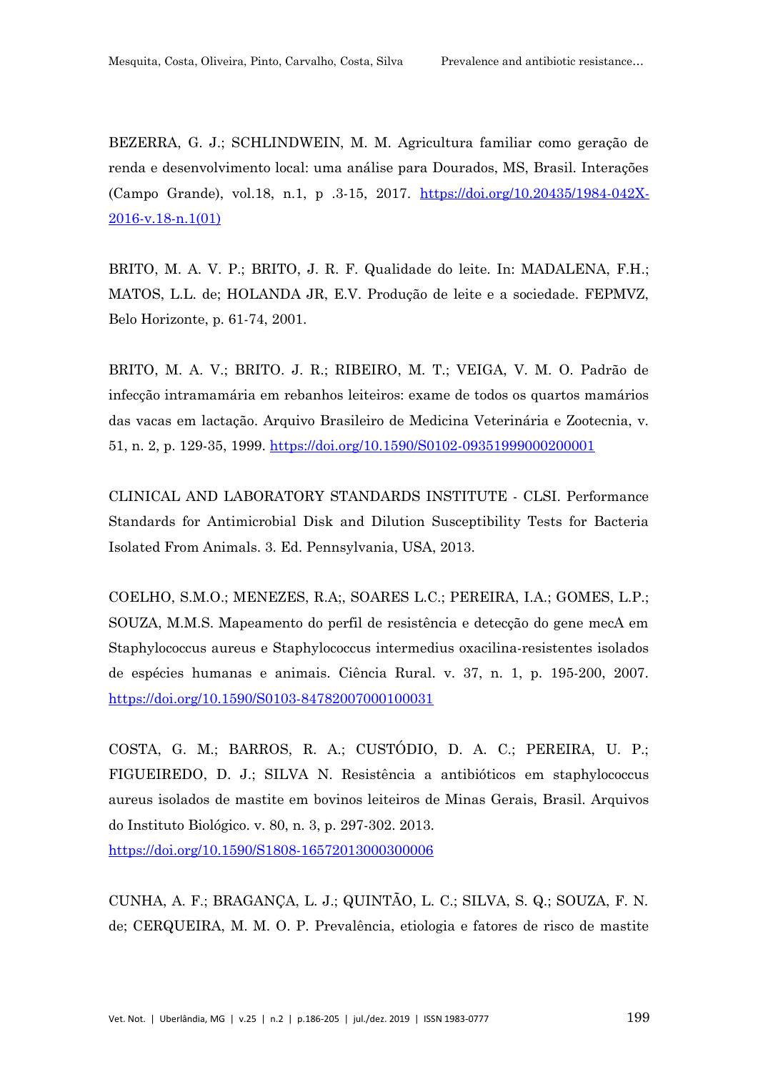BEZERRA, G. J.; SCHLINDWEIN, M. M. Agricultura familiar como geração de renda e desenvolvimento local: uma análise para Dourados, MS, Brasil. Interações (Campo Grande), vol.18, n.1, p .3-15, 2017. https://doi.org/10.20435/1984-042X-2016-v.18-n.1(01)

BRITO, M. A. V. P.; BRITO, J. R. F. Qualidade do leite. In: MADALENA, F.H.; MATOS, L.L. de; HOLANDA JR, E.V. Produção de leite e a sociedade. FEPMVZ, Belo Horizonte, p. 61-74, 2001.

BRITO, M. A. V.; BRITO. J. R.; RIBEIRO, M. T.; VEIGA, V. M. O. Padrão de infecção intramamária em rebanhos leiteiros: exame de todos os quartos mamários das vacas em lactação. Arquivo Brasileiro de Medicina Veterinária e Zootecnia, v. 51, n. 2, p. 129-35, 1999. https://doi.org/10.1590/S0102-09351999000200001

CLINICAL AND LABORATORY STANDARDS INSTITUTE - CLSI. Performance Standards for Antimicrobial Disk and Dilution Susceptibility Tests for Bacteria Isolated From Animals. 3. Ed. Pennsylvania, USA, 2013.

COELHO, S.M.O.; MENEZES, R.A;, SOARES L.C.; PEREIRA, I.A.; GOMES, L.P.; SOUZA, M.M.S. Mapeamento do perfil de resistência e detecção do gene mecA em Staphylococcus aureus e Staphylococcus intermedius oxacilina-resistentes isolados de espécies humanas e animais. Ciência Rural. v. 37, n. 1, p. 195-200, 2007. https://doi.org/10.1590/S0103-84782007000100031

COSTA, G. M.; BARROS, R. A.; CUSTÓDIO, D. A. C.; PEREIRA, U. P.; FIGUEIREDO, D. J.; SILVA N. Resistência a antibióticos em staphylococcus aureus isolados de mastite em bovinos leiteiros de Minas Gerais, Brasil. Arquivos do Instituto Biológico. v. 80, n. 3, p. 297-302. 2013. https://doi.org/10.1590/S1808-16572013000300006

CUNHA, A. F.; BRAGANÇA, L. J.; QUINTÃO, L. C.; SILVA, S. Q.; SOUZA, F. N. de; CERQUEIRA, M. M. O. P. Prevalência, etiologia e fatores de risco de mastite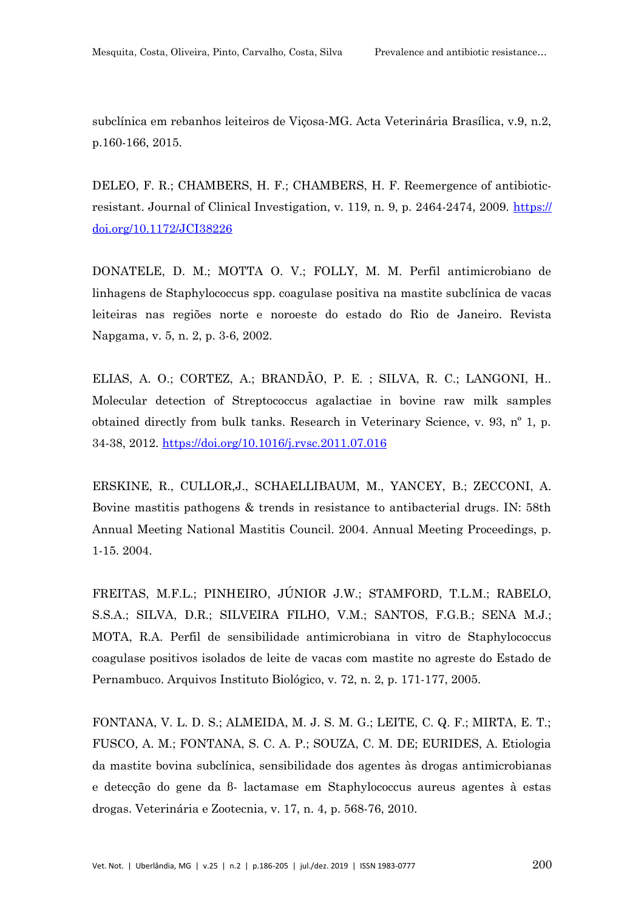subclínica em rebanhos leiteiros de Viçosa-MG. Acta Veterinária Brasílica, v.9, n.2, p.160-166, 2015.

DELEO, F. R.; CHAMBERS, H. F.; CHAMBERS, H. F. Reemergence of antibiotic-resistant. Journal of Clinical Investigation, v. 119, n. 9, p. 2464-2474, 2009. https://doi.org/10.1172/JCI38226

DONATELE, D. M.; MOTTA O. V.; FOLLY, M. M. Perfil antimicrobiano de linhagens de Staphylococcus spp. coagulase positiva na mastite subclínica de vacas leiteiras nas regiões norte e noroeste do estado do Rio de Janeiro. Revista Napgama, v. 5, n. 2, p. 3-6, 2002.

ELIAS, A. O.; CORTEZ, A.; BRANDÃO, P. E. ; SILVA, R. C.; LANGONI, H.. Molecular detection of Streptococcus agalactiae in bovine raw milk samples obtained directly from bulk tanks. Research in Veterinary Science, v. 93, nº 1, p. 34-38, 2012. https://doi.org/10.1016/j.rvsc.2011.07.016

ERSKINE, R., CULLOR,J., SCHAELLIBAUM, M., YANCEY, B.; ZECCONI, A. Bovine mastitis pathogens & trends in resistance to antibacterial drugs. IN: 58th Annual Meeting National Mastitis Council. 2004. Annual Meeting Proceedings, p. 1-15. 2004.

FREITAS, M.F.L.; PINHEIRO, JÚNIOR J.W.; STAMFORD, T.L.M.; RABELO, S.S.A.; SILVA, D.R.; SILVEIRA FILHO, V.M.; SANTOS, F.G.B.; SENA M.J.; MOTA, R.A. Perfil de sensibilidade antimicrobiana in vitro de Staphylococcus coagulase positivos isolados de leite de vacas com mastite no agreste do Estado de Pernambuco. Arquivos Instituto Biológico, v. 72, n. 2, p. 171-177, 2005.

FONTANA, V. L. D. S.; ALMEIDA, M. J. S. M. G.; LEITE, C. Q. F.; MIRTA, E. T.; FUSCO, A. M.; FONTANA, S. C. A. P.; SOUZA, C. M. DE; EURIDES, A. Etiologia da mastite bovina subclínica, sensibilidade dos agentes às drogas antimicrobianas e detecção do gene da ß- lactamase em Staphylococcus aureus agentes à estas drogas. Veterinária e Zootecnia, v. 17, n. 4, p. 568-76, 2010.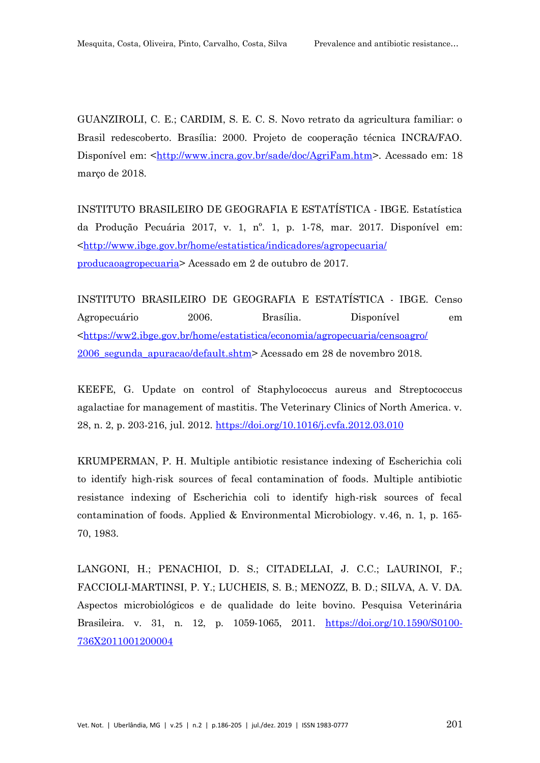GUANZIROLI, C. E.; CARDIM, S. E. C. S. Novo retrato da agricultura familiar: o Brasil redescoberto. Brasília: 2000. Projeto de cooperação técnica INCRA/FAO. Disponível em: <http://www.incra.gov.br/sade/doc/AgriFam.htm>. Acessado em: 18 março de 2018.

INSTITUTO BRASILEIRO DE GEOGRAFIA E ESTATÍSTICA - IBGE. Estatística da Produção Pecuária 2017, v. 1, nº. 1, p. 1-78, mar. 2017. Disponível em: <http://www.ibge.gov.br/home/estatistica/indicadores/agropecuaria/producaoagropecuaria> Acessado em 2 de outubro de 2017.

INSTITUTO BRASILEIRO DE GEOGRAFIA E ESTATÍSTICA - IBGE. Censo Agropecuário 2006. Brasília. Disponível em <https://ww2.ibge.gov.br/home/estatistica/economia/agropecuaria/censoagro/2006_segunda_apuracao/default.shtm> Acessado em 28 de novembro 2018.

KEEFE, G. Update on control of Staphylococcus aureus and Streptococcus agalactiae for management of mastitis. The Veterinary Clinics of North America. v. 28, n. 2, p. 203-216, jul. 2012. https://doi.org/10.1016/j.cvfa.2012.03.010

KRUMPERMAN, P. H. Multiple antibiotic resistance indexing of Escherichia coli to identify high-risk sources of fecal contamination of foods. Multiple antibiotic resistance indexing of Escherichia coli to identify high-risk sources of fecal contamination of foods. Applied & Environmental Microbiology. v.46, n. 1, p. 165-70, 1983.

LANGONI, H.; PENACHIOI, D. S.; CITADELLAI, J. C.C.; LAURINOI, F.; FACCIOLI-MARTINSI, P. Y.; LUCHEIS, S. B.; MENOZZ, B. D.; SILVA, A. V. DA. Aspectos microbiológicos e de qualidade do leite bovino. Pesquisa Veterinária Brasileira. v. 31, n. 12, p. 1059-1065, 2011. https://doi.org/10.1590/S0100-736X2011001200004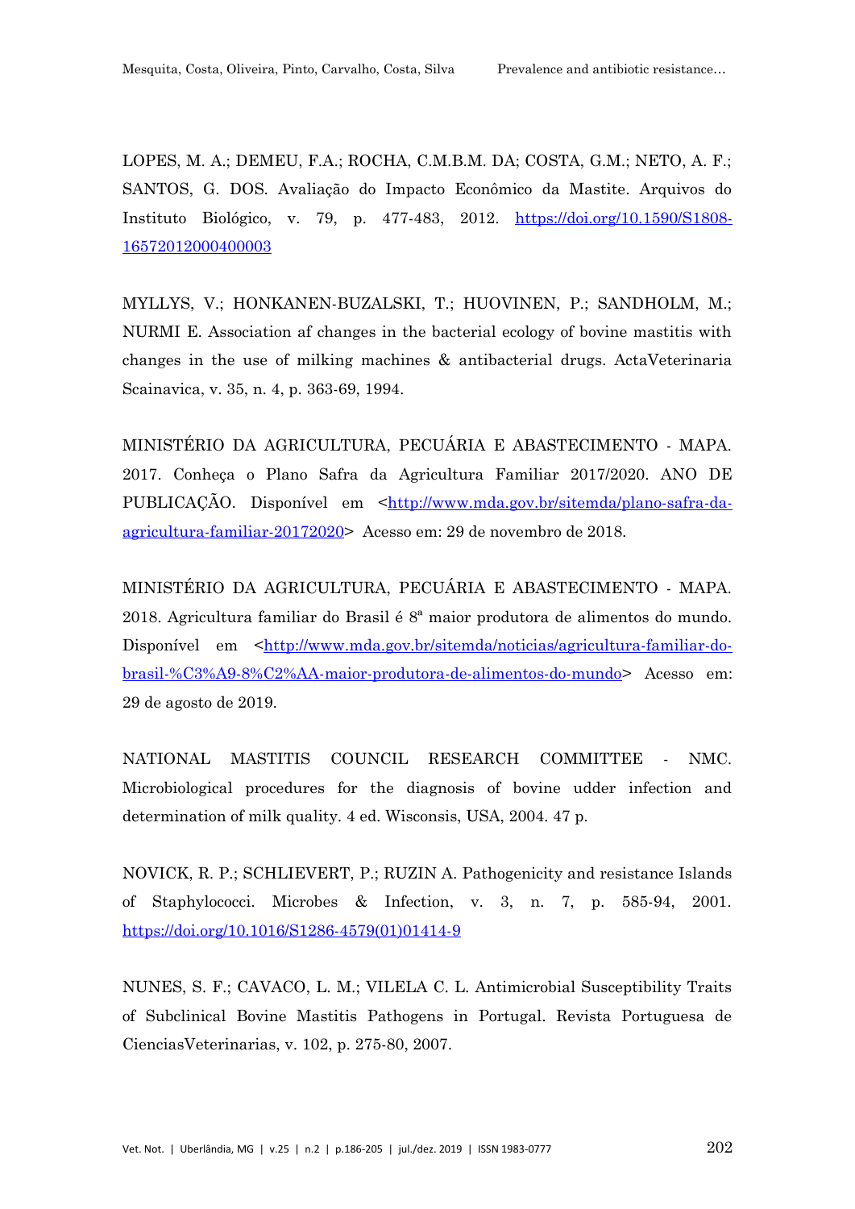LOPES, M. A.; DEMEU, F.A.; ROCHA, C.M.B.M. DA; COSTA, G.M.; NETO, A. F.; SANTOS, G. DOS. Avaliação do Impacto Econômico da Mastite. Arquivos do Instituto Biológico, v. 79, p. 477-483, 2012. https://doi.org/10.1590/S1808-16572012000400003

MYLLYS, V.; HONKANEN-BUZALSKI, T.; HUOVINEN, P.; SANDHOLM, M.; NURMI E. Association af changes in the bacterial ecology of bovine mastitis with changes in the use of milking machines & antibacterial drugs. ActaVeterinaria Scainavica, v. 35, n. 4, p. 363-69, 1994.

MINISTÉRIO DA AGRICULTURA, PECUÁRIA E ABASTECIMENTO - MAPA. 2017. Conheça o Plano Safra da Agricultura Familiar 2017/2020. ANO DE PUBLICAÇÃO. Disponível em <http://www.mda.gov.br/sitemda/plano-safra-da-agricultura-familiar-20172020> Acesso em: 29 de novembro de 2018.

MINISTÉRIO DA AGRICULTURA, PECUÁRIA E ABASTECIMENTO - MAPA. 2018. Agricultura familiar do Brasil é 8ª maior produtora de alimentos do mundo. Disponível em <http://www.mda.gov.br/sitemda/noticias/agricultura-familiar-do-brasil-%C3%A9-8%C2%AA-maior-produtora-de-alimentos-do-mundo> Acesso em: 29 de agosto de 2019.

NATIONAL MASTITIS COUNCIL RESEARCH COMMITTEE - NMC. Microbiological procedures for the diagnosis of bovine udder infection and determination of milk quality. 4 ed. Wisconsis, USA, 2004. 47 p.

NOVICK, R. P.; SCHLIEVERT, P.; RUZIN A. Pathogenicity and resistance Islands of Staphylococci. Microbes & Infection, v. 3, n. 7, p. 585-94, 2001. https://doi.org/10.1016/S1286-4579(01)01414-9

NUNES, S. F.; CAVACO, L. M.; VILELA C. L. Antimicrobial Susceptibility Traits of Subclinical Bovine Mastitis Pathogens in Portugal. Revista Portuguesa de CienciasVeterinarias, v. 102, p. 275-80, 2007.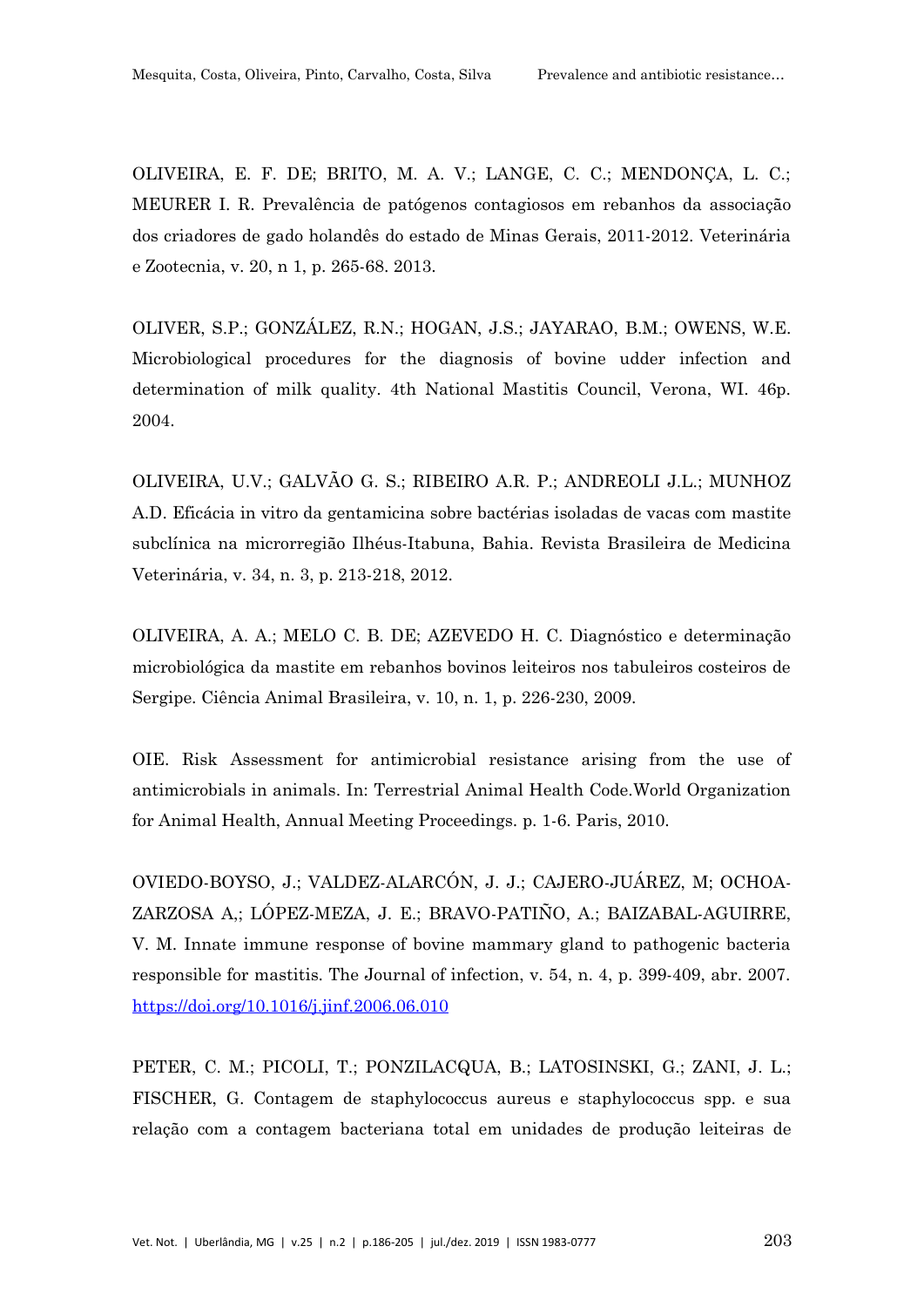OLIVEIRA, E. F. DE; BRITO, M. A. V.; LANGE, C. C.; MENDONÇA, L. C.; MEURER I. R. Prevalência de patógenos contagiosos em rebanhos da associação dos criadores de gado holandês do estado de Minas Gerais, 2011-2012. Veterinária e Zootecnia, v. 20, n 1, p. 265-68. 2013.

OLIVER, S.P.; GONZÁLEZ, R.N.; HOGAN, J.S.; JAYARAO, B.M.; OWENS, W.E. Microbiological procedures for the diagnosis of bovine udder infection and determination of milk quality. 4th National Mastitis Council, Verona, WI. 46p. 2004.

OLIVEIRA, U.V.; GALVÃO G. S.; RIBEIRO A.R. P.; ANDREOLI J.L.; MUNHOZ A.D. Eficácia in vitro da gentamicina sobre bactérias isoladas de vacas com mastite subclínica na microrregião Ilhéus-Itabuna, Bahia. Revista Brasileira de Medicina Veterinária, v. 34, n. 3, p. 213-218, 2012.

OLIVEIRA, A. A.; MELO C. B. DE; AZEVEDO H. C. Diagnóstico e determinação microbiológica da mastite em rebanhos bovinos leiteiros nos tabuleiros costeiros de Sergipe. Ciência Animal Brasileira, v. 10, n. 1, p. 226-230, 2009.

OIE. Risk Assessment for antimicrobial resistance arising from the use of antimicrobials in animals. In: Terrestrial Animal Health Code.World Organization for Animal Health, Annual Meeting Proceedings. p. 1-6. Paris, 2010.

OVIEDO-BOYSO, J.; VALDEZ-ALARCÓN, J. J.; CAJERO-JUÁREZ, M; OCHOA-ZARZOSA A,; LÓPEZ-MEZA, J. E.; BRAVO-PATIÑO, A.; BAIZABAL-AGUIRRE, V. M. Innate immune response of bovine mammary gland to pathogenic bacteria responsible for mastitis. The Journal of infection, v. 54, n. 4, p. 399-409, abr. 2007. https://doi.org/10.1016/j.jinf.2006.06.010

PETER, C. M.; PICOLI, T.; PONZILACQUA, B.; LATOSINSKI, G.; ZANI, J. L.; FISCHER, G. Contagem de staphylococcus aureus e staphylococcus spp. e sua relação com a contagem bacteriana total em unidades de produção leiteiras de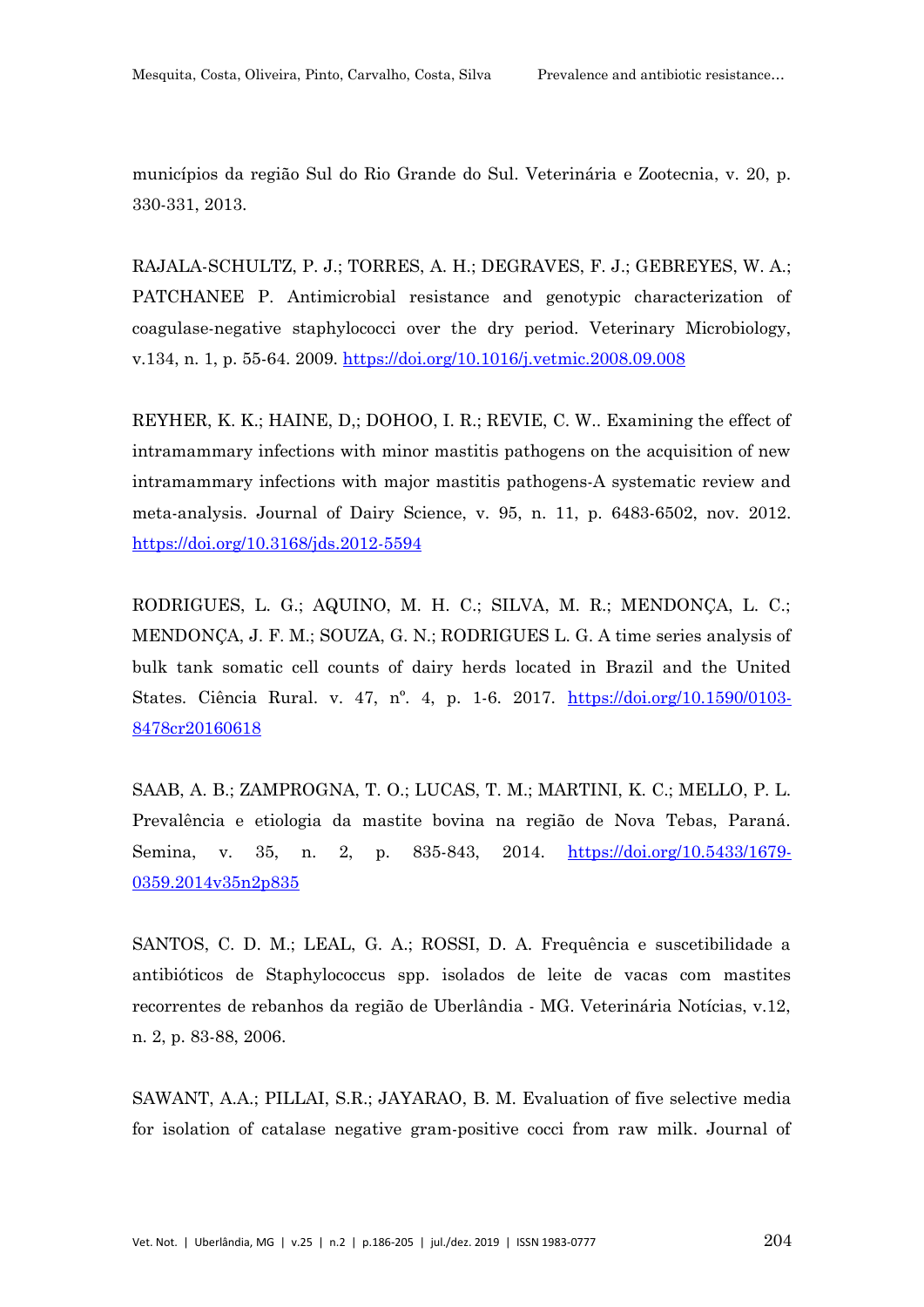municípios da região Sul do Rio Grande do Sul. Veterinária e Zootecnia, v. 20, p. 330-331, 2013.

RAJALA-SCHULTZ, P. J.; TORRES, A. H.; DEGRAVES, F. J.; GEBREYES, W. A.; PATCHANEE P. Antimicrobial resistance and genotypic characterization of coagulase-negative staphylococci over the dry period. Veterinary Microbiology, v.134, n. 1, p. 55-64. 2009. https://doi.org/10.1016/j.vetmic.2008.09.008

REYHER, K. K.; HAINE, D,; DOHOO, I. R.; REVIE, C. W.. Examining the effect of intramammary infections with minor mastitis pathogens on the acquisition of new intramammary infections with major mastitis pathogens-A systematic review and meta-analysis. Journal of Dairy Science, v. 95, n. 11, p. 6483-6502, nov. 2012. https://doi.org/10.3168/jds.2012-5594

RODRIGUES, L. G.; AQUINO, M. H. C.; SILVA, M. R.; MENDONÇA, L. C.; MENDONÇA, J. F. M.; SOUZA, G. N.; RODRIGUES L. G. A time series analysis of bulk tank somatic cell counts of dairy herds located in Brazil and the United States. Ciência Rural. v. 47, nº. 4, p. 1-6. 2017. https://doi.org/10.1590/0103-8478cr20160618

SAAB, A. B.; ZAMPROGNA, T. O.; LUCAS, T. M.; MARTINI, K. C.; MELLO, P. L. Prevalência e etiologia da mastite bovina na região de Nova Tebas, Paraná. Semina, v. 35, n. 2, p. 835-843, 2014. https://doi.org/10.5433/1679-0359.2014v35n2p835

SANTOS, C. D. M.; LEAL, G. A.; ROSSI, D. A. Frequência e suscetibilidade a antibióticos de Staphylococcus spp. isolados de leite de vacas com mastites recorrentes de rebanhos da região de Uberlândia - MG. Veterinária Notícias, v.12, n. 2, p. 83-88, 2006.

SAWANT, A.A.; PILLAI, S.R.; JAYARAO, B. M. Evaluation of five selective media for isolation of catalase negative gram-positive cocci from raw milk. Journal of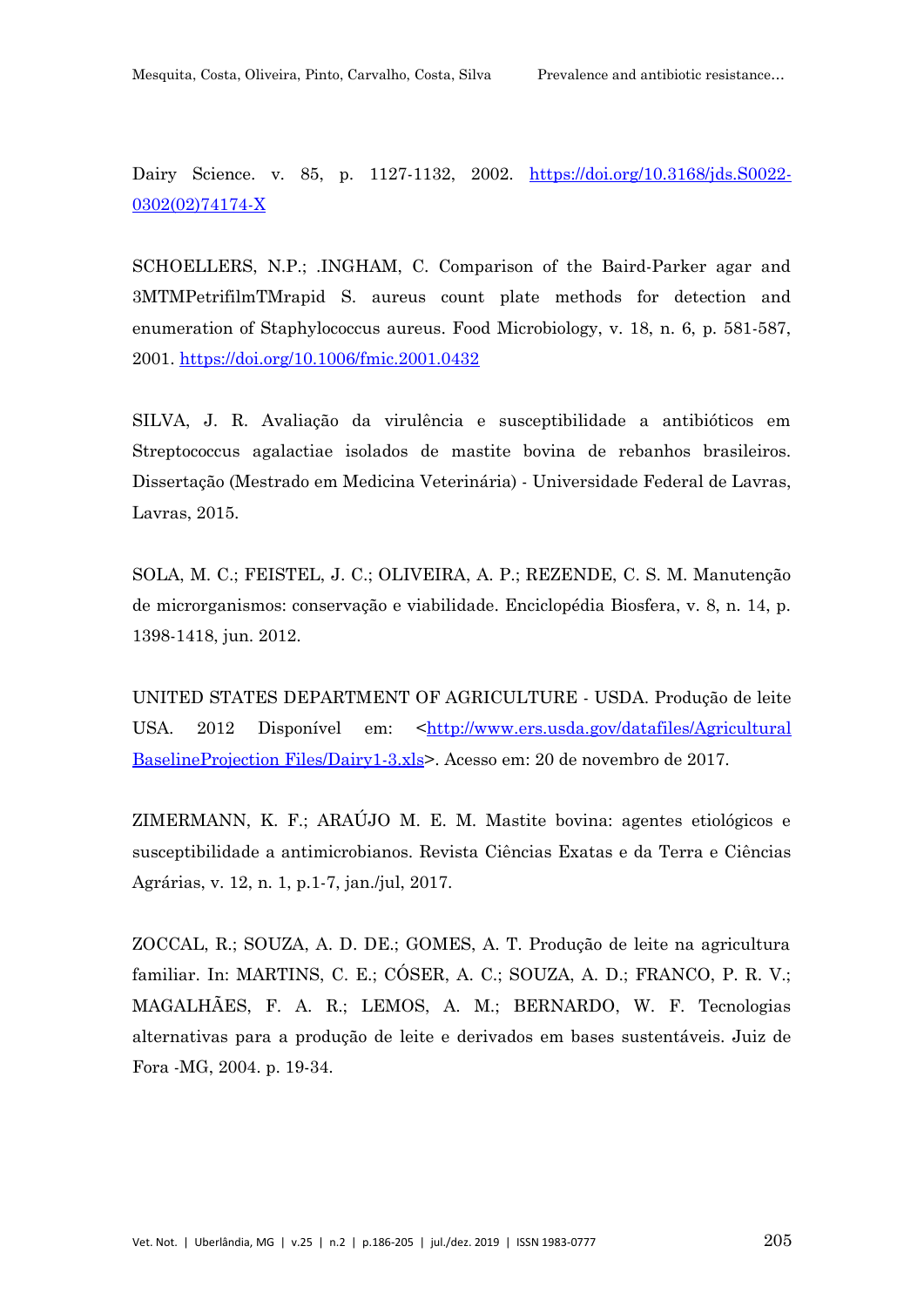Dairy Science. v. 85, p. 1127-1132, 2002. https://doi.org/10.3168/jds.S0022-0302(02)74174-X

SCHOELLERS, N.P.; .INGHAM, C. Comparison of the Baird-Parker agar and 3MTMPetrifilmTMrapid S. aureus count plate methods for detection and enumeration of Staphylococcus aureus. Food Microbiology, v. 18, n. 6, p. 581-587, 2001. https://doi.org/10.1006/fmic.2001.0432

SILVA, J. R. Avaliação da virulência e susceptibilidade a antibióticos em Streptococcus agalactiae isolados de mastite bovina de rebanhos brasileiros. Dissertação (Mestrado em Medicina Veterinária) - Universidade Federal de Lavras, Lavras, 2015.

SOLA, M. C.; FEISTEL, J. C.; OLIVEIRA, A. P.; REZENDE, C. S. M. Manutenção de microrganismos: conservação e viabilidade. Enciclopédia Biosfera, v. 8, n. 14, p. 1398-1418, jun. 2012.

UNITED STATES DEPARTMENT OF AGRICULTURE - USDA. Produção de leite USA. 2012 Disponível em: <http://www.ers.usda.gov/datafiles/Agricultural BaselineProjection Files/Dairy1-3.xls>. Acesso em: 20 de novembro de 2017.

ZIMERMANN, K. F.; ARAÚJO M. E. M. Mastite bovina: agentes etiológicos e susceptibilidade a antimicrobianos. Revista Ciências Exatas e da Terra e Ciências Agrárias, v. 12, n. 1, p.1-7, jan./jul, 2017.

ZOCCAL, R.; SOUZA, A. D. DE.; GOMES, A. T. Produção de leite na agricultura familiar. In: MARTINS, C. E.; CÓSER, A. C.; SOUZA, A. D.; FRANCO, P. R. V.; MAGALHÃES, F. A. R.; LEMOS, A. M.; BERNARDO, W. F. Tecnologias alternativas para a produção de leite e derivados em bases sustentáveis. Juiz de Fora -MG, 2004. p. 19-34.